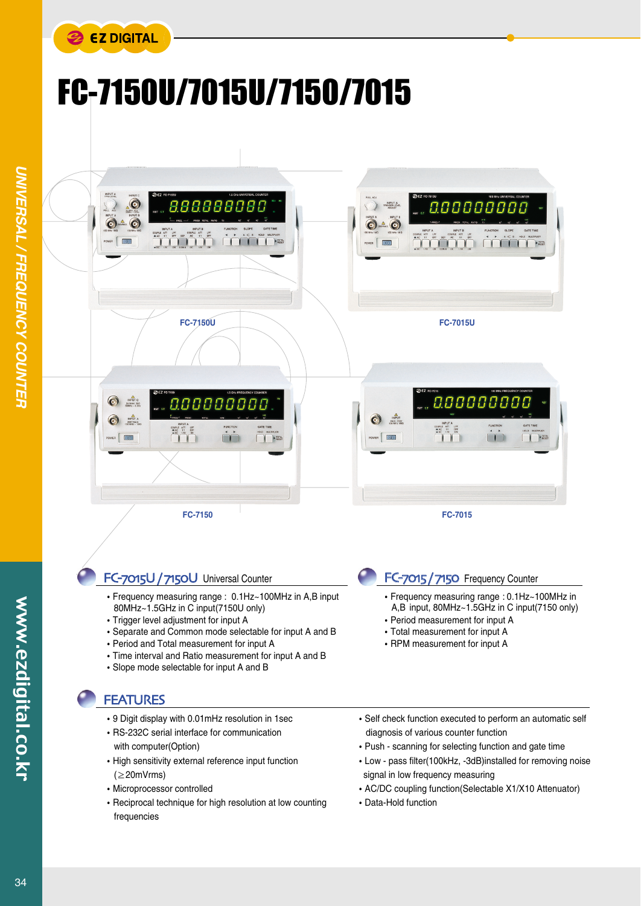# FC-7150U/7015U/7150/7015

FC-7150U

FC-7015U

FC-7150

FC-7015

## FC-7015U / 7150U Universal Counter

- Frequency measuring range : 0.1Hz~100MHz in A,B input 80MHz~1.5GHz in C input(7150U only)
- Trigger level adjustment for input A
- Separate and Common mode selectable for input A and B
- Period and Total measurement for input A
- Time interval and Ratio measurement for input A and B
- Slope mode selectable for input A and B

## FC-7015 / 7150 Frequency Counter

- Frequency measuring range : 0.1Hz~100MHz in A,B input, 80MHz~1.5GHz in C input(7150 only)
- Period measurement for input A
- Total measurement for input A
- RPM measurement for input A

## FEATURES

- 9 Digit display with 0.01mHz resolution in 1sec
- RS-232C serial interface for communication with computer(Option)
- High sensitivity external reference input function (≥20mVrms)
- Microprocessor controlled
- Reciprocal technique for high resolution at low counting frequencies
- Self check function executed to perform an automatic self diagnosis of various counter function
- Push - scanning for selecting function and gate time
- Low - pass filter(100kHz, -3dB)installed for removing noise signal in low frequency measuring
- AC/DC coupling function(Selectable X1/X10 Attenuator)
- Data-Hold function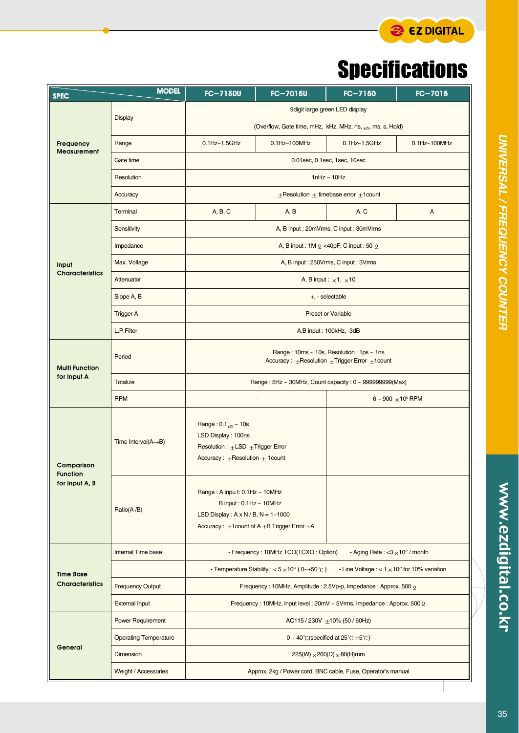# Specifications

| SPEC | | FC-7150U | FC-7015U | FC-7150 | FC-7015 |
|---|---|---|---|---|---|
| **Frequency Measurement** | Display | 9digit large green LED display (Overflow, Gate time, mHz, kHz, MHz, ns, $\mu s$, ms, s, Hold) | | | |
| | Range | 0.1Hz~1.5GHz | 0.1Hz~100MHz | 0.1Hz~1.5GHz | 0.1Hz~100MHz |
| | Gate time | 0.01sec, 0.1sec, 1sec, 10sec | | | |
| | Resolution | 1nHz ~ 10Hz | | | |
| | Accuracy | ±Resolution ± timebase error ±1count | | | |
| **Input Characteristics** | Terminal | A, B, C | A, B | A, C | A |
| | Sensitivity | A, B input : 20mVrms, C input : 30mVrms | | | |
| | Impedance | A, B input : 1M Ω <40pF, C input : 50 Ω | | | |
| | Max. Voltage | A, B input : 250Vrms, C input : 3Vrms | | | |
| | Attenuator | A, B input : ×1, ×10 | | | |
| | Slope A, B | +, - selectable | | | |
| | Trigger A | Preset or Variable | | | |
| | L.P.Filter | A,B input : 100kHz, -3dB | | | |
| **Multi Function for Input A** | Period | Range : 10ms ~ 10s, Resolution : 1ps ~ 1ns<br>Accuracy : ±Resolution ±Trigger Error ±1count | | | |
| | Totalize | Range : 5Hz ~ 30MHz, Count capacity : 0 ~ 999999999(Max) | | | |
| | RPM | - | | 6 ~ 900 $\times 10^6$ RPM | |
| **Comparison Function for Input A, B** | Time Interval(A→B) | Range : 0.1$\mu s$ ~ 10s<br>LSD Display : 100ns<br>Resolution : ±LSD ±Trigger Error<br>Accuracy : ±Resolution ± 1count | | | |
| | Ratio(A /B) | Range : A inpu t: 0.1Hz ~ 10MHz<br>B input : 0.1Hz ~ 10MHz<br>LSD Display : A x N / B, N = 1~1000<br>Accuracy : ±1count of A ±B Trigger Error ±A | | | |
| **Time Base Characteristics** | Internal Time base | - Frequency : 10MHz TCO(TCXO : Option) - Aging Rate : <3 $\times 10^{-7}$ / month | | | |
| | | - Temperature Stability : < 5 $\times 10^{-6}$ ( 0~+50 ℃ ) - Line Voltage : < 1 $\times 10^{-7}$ for 10% variation | | | |
| | Frequency Output | Frequency : 10MHz, Amplitude : 2.5Vp-p, Impedance : Approx. 500 Ω | | | |
| | External Input | Frequency : 10MHz, input level : 20mV ~ 5Vrms, Impedance : Approx. 500 Ω | | | |
| **General** | Power Requirement | AC115 / 230V ±10% (50 / 60Hz) | | | |
| | Operating Temperature | 0 ~ 40℃(specified at 25℃ ±5℃) | | | |
| | Dimension | 225(W) × 260(D) × 80(H)mm | | | |
| | Weight / Accessories | Approx. 2kg / Power cord, BNC cable, Fuse, Operator's manual | | | |

UNIVERSAL / FREQUENCY COUNTER

www.ezdigital.co.kr